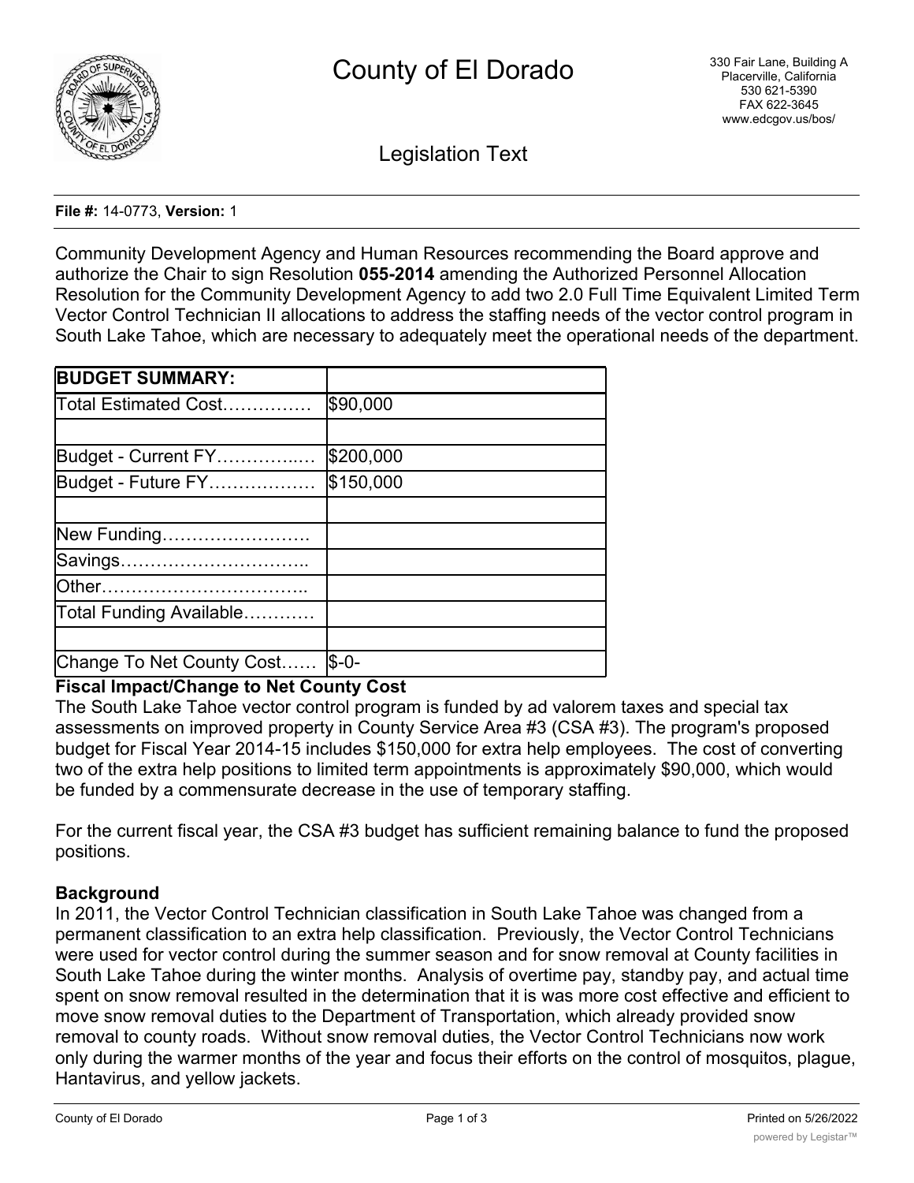# County of El Dorado

330 Fair Lane, Building A
Placerville, California
530 621-5390
FAX 622-3645
www.edcgov.us/bos/

## Legislation Text

**File #:** 14-0773, **Version:** 1

Community Development Agency and Human Resources recommending the Board approve and authorize the Chair to sign Resolution **055-2014** amending the Authorized Personnel Allocation Resolution for the Community Development Agency to add two 2.0 Full Time Equivalent Limited Term Vector Control Technician II allocations to address the staffing needs of the vector control program in South Lake Tahoe, which are necessary to adequately meet the operational needs of the department.

| **BUDGET SUMMARY:** | |
|---|---|
| Total Estimated Cost…………… | $90,000 |
| | |
| Budget - Current FY…………..… | $200,000 |
| Budget - Future FY……………… | $150,000 |
| | |
| New Funding……………………. | |
| Savings………………………….. | |
| Other…………………………….. | |
| Total Funding Available………… | |
| | |
| Change To Net County Cost…… | $-0- |

**Fiscal Impact/Change to Net County Cost**

The South Lake Tahoe vector control program is funded by ad valorem taxes and special tax assessments on improved property in County Service Area #3 (CSA #3). The program's proposed budget for Fiscal Year 2014-15 includes $150,000 for extra help employees. The cost of converting two of the extra help positions to limited term appointments is approximately $90,000, which would be funded by a commensurate decrease in the use of temporary staffing.

For the current fiscal year, the CSA #3 budget has sufficient remaining balance to fund the proposed positions.

**Background**

In 2011, the Vector Control Technician classification in South Lake Tahoe was changed from a permanent classification to an extra help classification. Previously, the Vector Control Technicians were used for vector control during the summer season and for snow removal at County facilities in South Lake Tahoe during the winter months. Analysis of overtime pay, standby pay, and actual time spent on snow removal resulted in the determination that it is was more cost effective and efficient to move snow removal duties to the Department of Transportation, which already provided snow removal to county roads. Without snow removal duties, the Vector Control Technicians now work only during the warmer months of the year and focus their efforts on the control of mosquitos, plague, Hantavirus, and yellow jackets.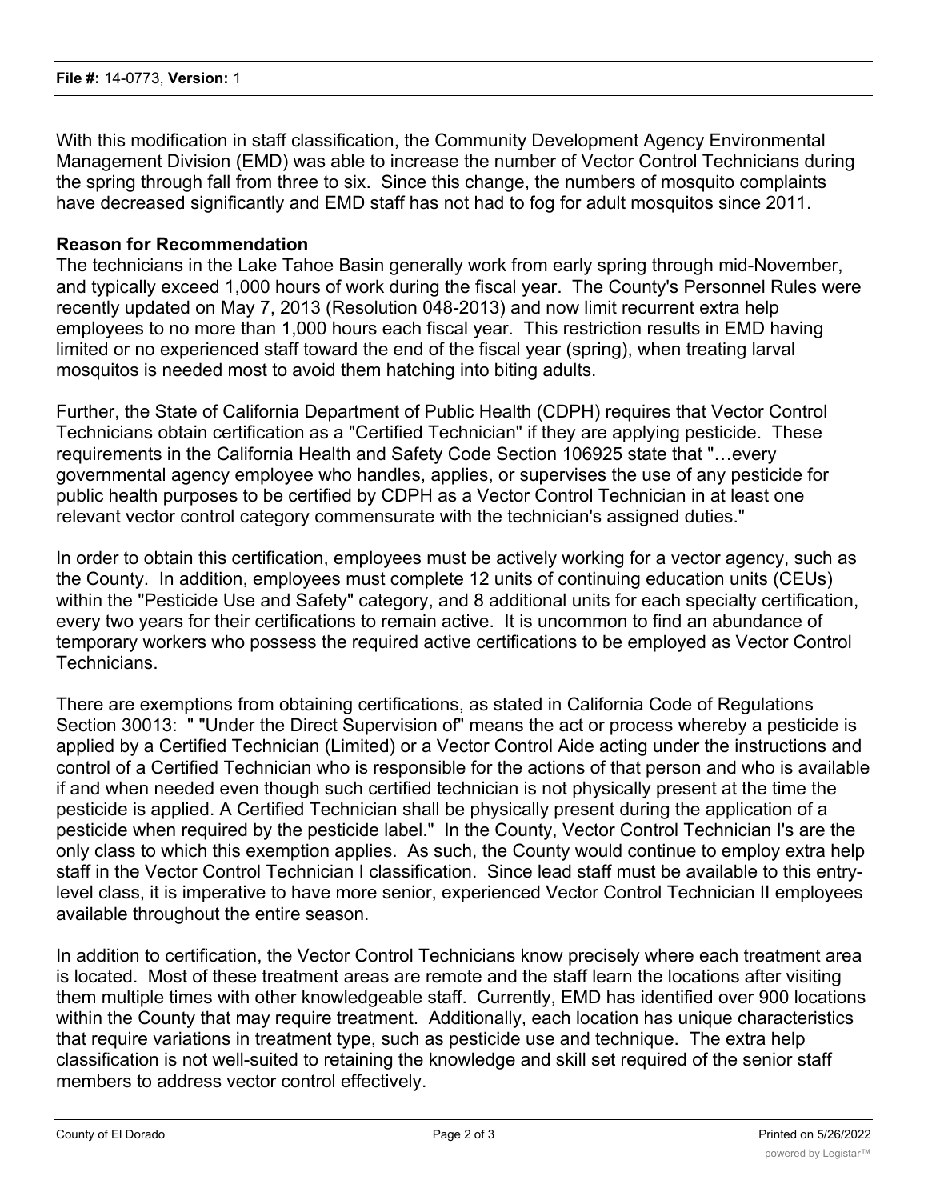With this modification in staff classification, the Community Development Agency Environmental Management Division (EMD) was able to increase the number of Vector Control Technicians during the spring through fall from three to six. Since this change, the numbers of mosquito complaints have decreased significantly and EMD staff has not had to fog for adult mosquitos since 2011.

**Reason for Recommendation**

The technicians in the Lake Tahoe Basin generally work from early spring through mid-November, and typically exceed 1,000 hours of work during the fiscal year. The County's Personnel Rules were recently updated on May 7, 2013 (Resolution 048-2013) and now limit recurrent extra help employees to no more than 1,000 hours each fiscal year. This restriction results in EMD having limited or no experienced staff toward the end of the fiscal year (spring), when treating larval mosquitos is needed most to avoid them hatching into biting adults.

Further, the State of California Department of Public Health (CDPH) requires that Vector Control Technicians obtain certification as a "Certified Technician" if they are applying pesticide. These requirements in the California Health and Safety Code Section 106925 state that "…every governmental agency employee who handles, applies, or supervises the use of any pesticide for public health purposes to be certified by CDPH as a Vector Control Technician in at least one relevant vector control category commensurate with the technician's assigned duties."

In order to obtain this certification, employees must be actively working for a vector agency, such as the County. In addition, employees must complete 12 units of continuing education units (CEUs) within the "Pesticide Use and Safety" category, and 8 additional units for each specialty certification, every two years for their certifications to remain active. It is uncommon to find an abundance of temporary workers who possess the required active certifications to be employed as Vector Control Technicians.

There are exemptions from obtaining certifications, as stated in California Code of Regulations Section 30013: " "Under the Direct Supervision of" means the act or process whereby a pesticide is applied by a Certified Technician (Limited) or a Vector Control Aide acting under the instructions and control of a Certified Technician who is responsible for the actions of that person and who is available if and when needed even though such certified technician is not physically present at the time the pesticide is applied. A Certified Technician shall be physically present during the application of a pesticide when required by the pesticide label." In the County, Vector Control Technician I's are the only class to which this exemption applies. As such, the County would continue to employ extra help staff in the Vector Control Technician I classification. Since lead staff must be available to this entry-level class, it is imperative to have more senior, experienced Vector Control Technician II employees available throughout the entire season.

In addition to certification, the Vector Control Technicians know precisely where each treatment area is located. Most of these treatment areas are remote and the staff learn the locations after visiting them multiple times with other knowledgeable staff. Currently, EMD has identified over 900 locations within the County that may require treatment. Additionally, each location has unique characteristics that require variations in treatment type, such as pesticide use and technique. The extra help classification is not well-suited to retaining the knowledge and skill set required of the senior staff members to address vector control effectively.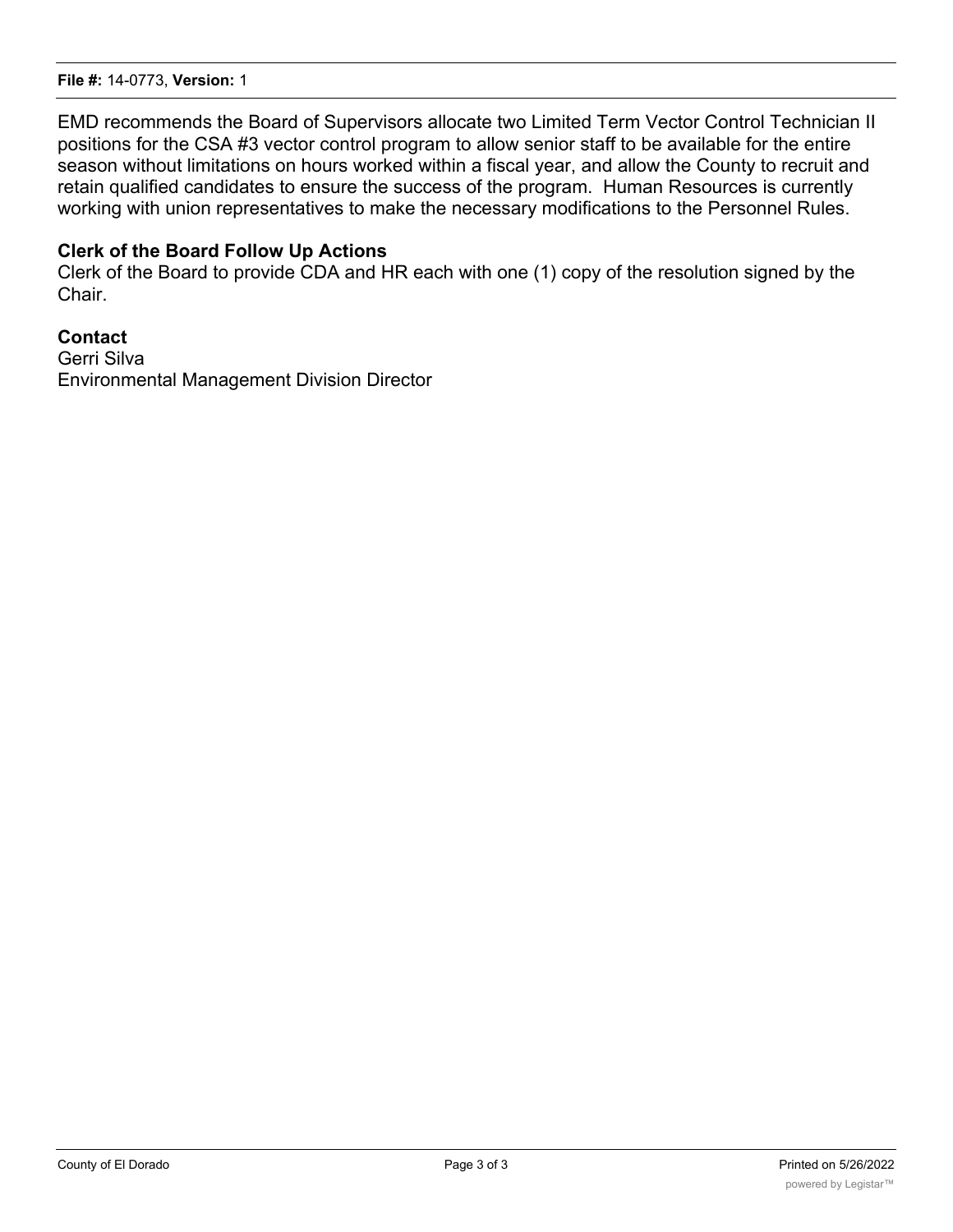EMD recommends the Board of Supervisors allocate two Limited Term Vector Control Technician II positions for the CSA #3 vector control program to allow senior staff to be available for the entire season without limitations on hours worked within a fiscal year, and allow the County to recruit and retain qualified candidates to ensure the success of the program. Human Resources is currently working with union representatives to make the necessary modifications to the Personnel Rules.

**Clerk of the Board Follow Up Actions**

Clerk of the Board to provide CDA and HR each with one (1) copy of the resolution signed by the Chair.

**Contact**

Gerri Silva
Environmental Management Division Director